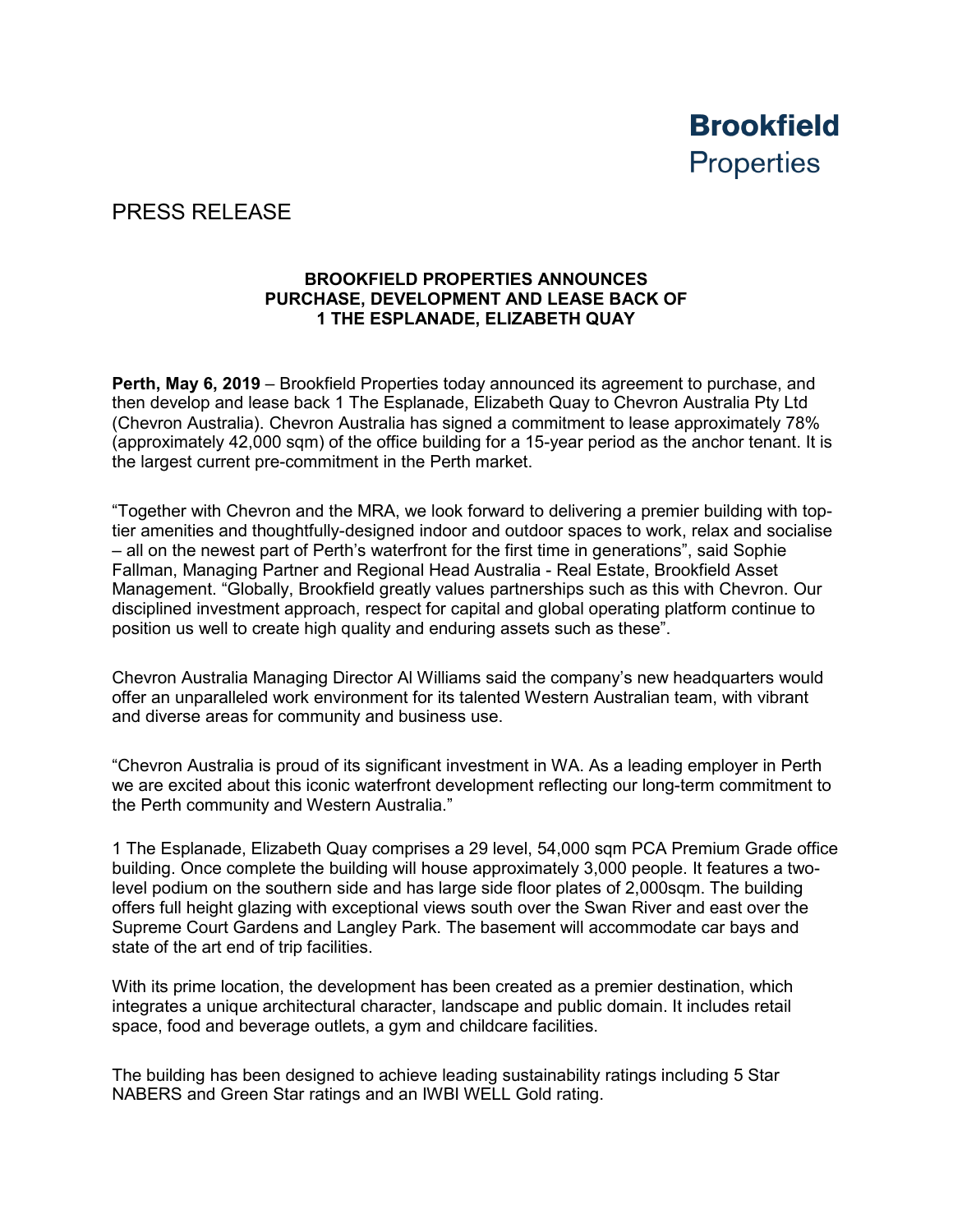**Brookfield**
Properties

# PRESS RELEASE

## BROOKFIELD PROPERTIES ANNOUNCES PURCHASE, DEVELOPMENT AND LEASE BACK OF 1 THE ESPLANADE, ELIZABETH QUAY

**Perth, May 6, 2019** – Brookfield Properties today announced its agreement to purchase, and then develop and lease back 1 The Esplanade, Elizabeth Quay to Chevron Australia Pty Ltd (Chevron Australia). Chevron Australia has signed a commitment to lease approximately 78% (approximately 42,000 sqm) of the office building for a 15-year period as the anchor tenant. It is the largest current pre-commitment in the Perth market.

"Together with Chevron and the MRA, we look forward to delivering a premier building with top-tier amenities and thoughtfully-designed indoor and outdoor spaces to work, relax and socialise – all on the newest part of Perth's waterfront for the first time in generations", said Sophie Fallman, Managing Partner and Regional Head Australia - Real Estate, Brookfield Asset Management. "Globally, Brookfield greatly values partnerships such as this with Chevron. Our disciplined investment approach, respect for capital and global operating platform continue to position us well to create high quality and enduring assets such as these".

Chevron Australia Managing Director Al Williams said the company's new headquarters would offer an unparalleled work environment for its talented Western Australian team, with vibrant and diverse areas for community and business use.

"Chevron Australia is proud of its significant investment in WA. As a leading employer in Perth we are excited about this iconic waterfront development reflecting our long-term commitment to the Perth community and Western Australia."

1 The Esplanade, Elizabeth Quay comprises a 29 level, 54,000 sqm PCA Premium Grade office building. Once complete the building will house approximately 3,000 people. It features a two-level podium on the southern side and has large side floor plates of 2,000sqm. The building offers full height glazing with exceptional views south over the Swan River and east over the Supreme Court Gardens and Langley Park. The basement will accommodate car bays and state of the art end of trip facilities.

With its prime location, the development has been created as a premier destination, which integrates a unique architectural character, landscape and public domain. It includes retail space, food and beverage outlets, a gym and childcare facilities.

The building has been designed to achieve leading sustainability ratings including 5 Star NABERS and Green Star ratings and an IWBI WELL Gold rating.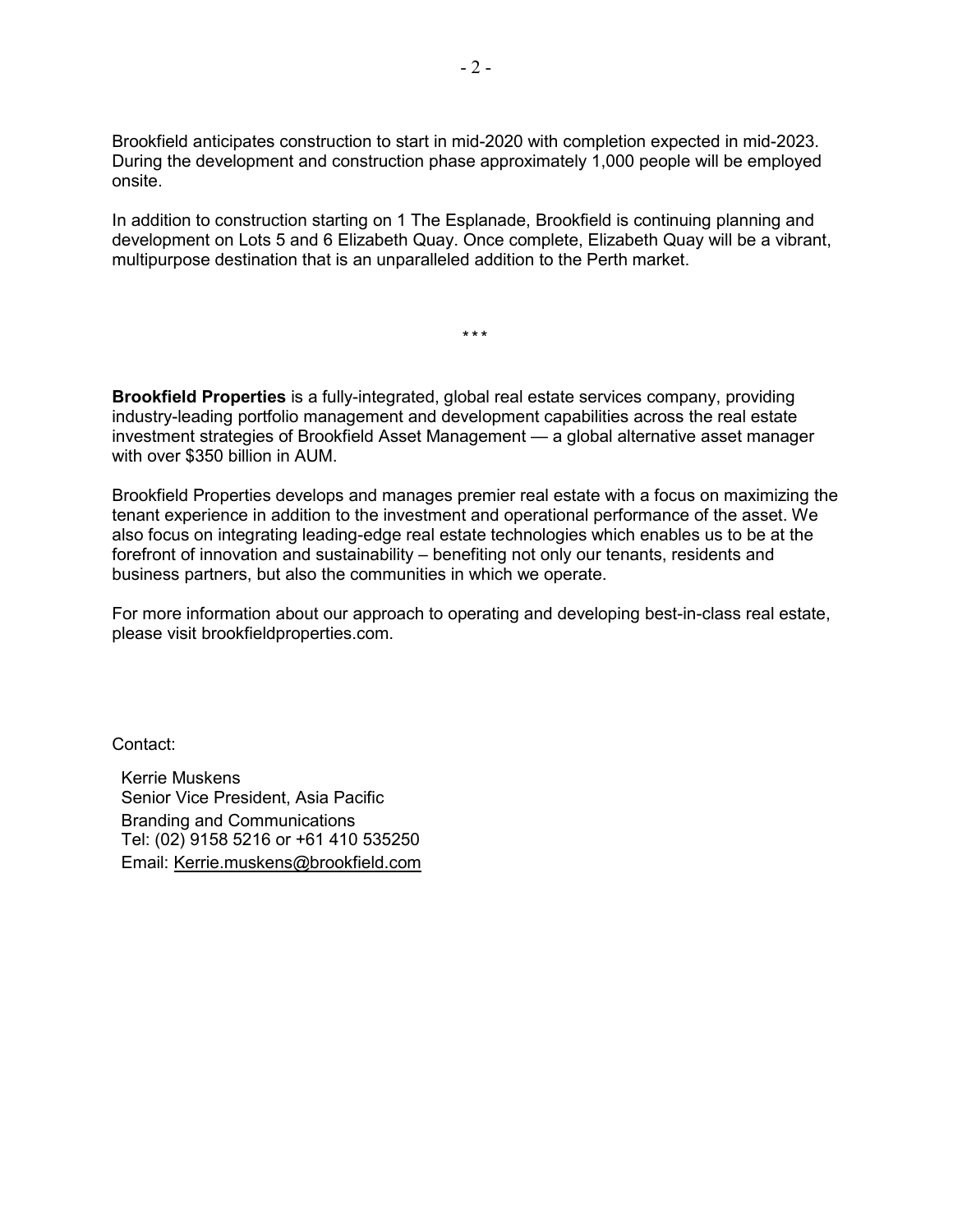Brookfield anticipates construction to start in mid-2020 with completion expected in mid-2023. During the development and construction phase approximately 1,000 people will be employed onsite.

In addition to construction starting on 1 The Esplanade, Brookfield is continuing planning and development on Lots 5 and 6 Elizabeth Quay. Once complete, Elizabeth Quay will be a vibrant, multipurpose destination that is an unparalleled addition to the Perth market.

\* \* \*

**Brookfield Properties** is a fully-integrated, global real estate services company, providing industry-leading portfolio management and development capabilities across the real estate investment strategies of Brookfield Asset Management — a global alternative asset manager with over $350 billion in AUM.

Brookfield Properties develops and manages premier real estate with a focus on maximizing the tenant experience in addition to the investment and operational performance of the asset. We also focus on integrating leading-edge real estate technologies which enables us to be at the forefront of innovation and sustainability – benefiting not only our tenants, residents and business partners, but also the communities in which we operate.

For more information about our approach to operating and developing best-in-class real estate, please visit brookfieldproperties.com.

Contact:

Kerrie Muskens
Senior Vice President, Asia Pacific
Branding and Communications
Tel: (02) 9158 5216 or +61 410 535250
Email: Kerrie.muskens@brookfield.com